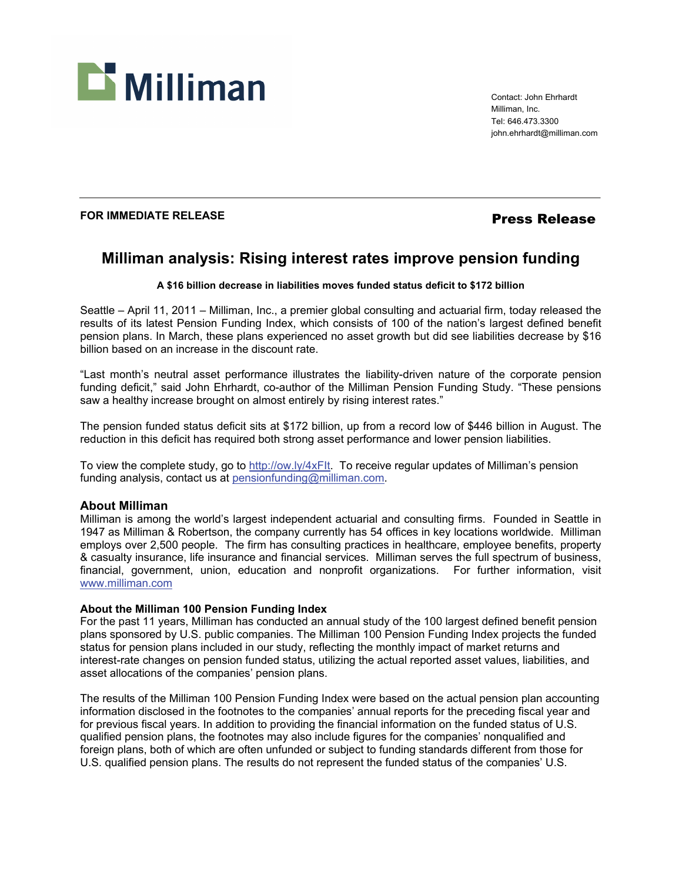Milliman

Contact: John Ehrhardt
Milliman, Inc.
Tel: 646.473.3300
john.ehrhardt@milliman.com

**FOR IMMEDIATE RELEASE** **Press Release**

# Milliman analysis: Rising interest rates improve pension funding

**A $16 billion decrease in liabilities moves funded status deficit to $172 billion**

Seattle – April 11, 2011 – Milliman, Inc., a premier global consulting and actuarial firm, today released the results of its latest Pension Funding Index, which consists of 100 of the nation's largest defined benefit pension plans. In March, these plans experienced no asset growth but did see liabilities decrease by $16 billion based on an increase in the discount rate.

"Last month's neutral asset performance illustrates the liability-driven nature of the corporate pension funding deficit," said John Ehrhardt, co-author of the Milliman Pension Funding Study. "These pensions saw a healthy increase brought on almost entirely by rising interest rates."

The pension funded status deficit sits at $172 billion, up from a record low of $446 billion in August. The reduction in this deficit has required both strong asset performance and lower pension liabilities.

To view the complete study, go to http://ow.ly/4xFIt. To receive regular updates of Milliman's pension funding analysis, contact us at pensionfunding@milliman.com.

## About Milliman

Milliman is among the world's largest independent actuarial and consulting firms. Founded in Seattle in 1947 as Milliman & Robertson, the company currently has 54 offices in key locations worldwide. Milliman employs over 2,500 people. The firm has consulting practices in healthcare, employee benefits, property & casualty insurance, life insurance and financial services. Milliman serves the full spectrum of business, financial, government, union, education and nonprofit organizations. For further information, visit www.milliman.com

### About the Milliman 100 Pension Funding Index

For the past 11 years, Milliman has conducted an annual study of the 100 largest defined benefit pension plans sponsored by U.S. public companies. The Milliman 100 Pension Funding Index projects the funded status for pension plans included in our study, reflecting the monthly impact of market returns and interest-rate changes on pension funded status, utilizing the actual reported asset values, liabilities, and asset allocations of the companies' pension plans.

The results of the Milliman 100 Pension Funding Index were based on the actual pension plan accounting information disclosed in the footnotes to the companies' annual reports for the preceding fiscal year and for previous fiscal years. In addition to providing the financial information on the funded status of U.S. qualified pension plans, the footnotes may also include figures for the companies' nonqualified and foreign plans, both of which are often unfunded or subject to funding standards different from those for U.S. qualified pension plans. The results do not represent the funded status of the companies' U.S.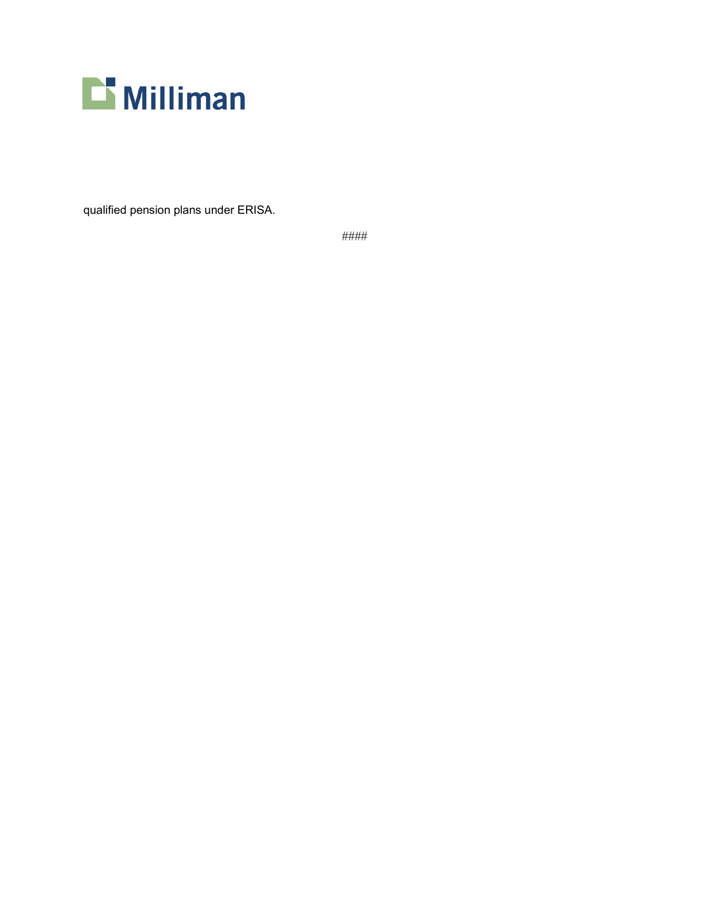qualified pension plans under ERISA.

####